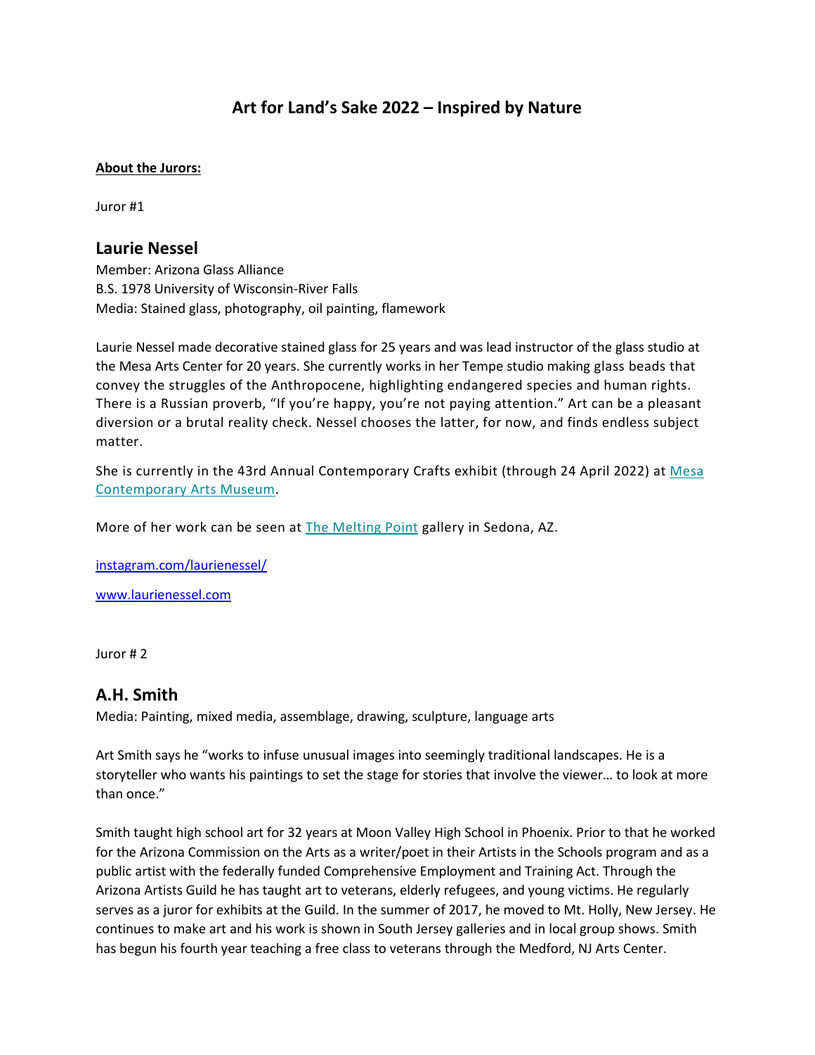# Art for Land's Sake 2022 – Inspired by Nature

**About the Jurors:**

Juror #1

## Laurie Nessel

Member: Arizona Glass Alliance
B.S. 1978 University of Wisconsin-River Falls
Media: Stained glass, photography, oil painting, flamework

Laurie Nessel made decorative stained glass for 25 years and was lead instructor of the glass studio at the Mesa Arts Center for 20 years. She currently works in her Tempe studio making glass beads that convey the struggles of the Anthropocene, highlighting endangered species and human rights. There is a Russian proverb, "If you're happy, you're not paying attention." Art can be a pleasant diversion or a brutal reality check. Nessel chooses the latter, for now, and finds endless subject matter.

She is currently in the 43rd Annual Contemporary Crafts exhibit (through 24 April 2022) at Mesa Contemporary Arts Museum.

More of her work can be seen at The Melting Point gallery in Sedona, AZ.

instagram.com/laurienessel/

www.laurienessel.com

Juror # 2

## A.H. Smith

Media: Painting, mixed media, assemblage, drawing, sculpture, language arts

Art Smith says he "works to infuse unusual images into seemingly traditional landscapes. He is a storyteller who wants his paintings to set the stage for stories that involve the viewer… to look at more than once."

Smith taught high school art for 32 years at Moon Valley High School in Phoenix. Prior to that he worked for the Arizona Commission on the Arts as a writer/poet in their Artists in the Schools program and as a public artist with the federally funded Comprehensive Employment and Training Act. Through the Arizona Artists Guild he has taught art to veterans, elderly refugees, and young victims. He regularly serves as a juror for exhibits at the Guild. In the summer of 2017, he moved to Mt. Holly, New Jersey. He continues to make art and his work is shown in South Jersey galleries and in local group shows. Smith has begun his fourth year teaching a free class to veterans through the Medford, NJ Arts Center.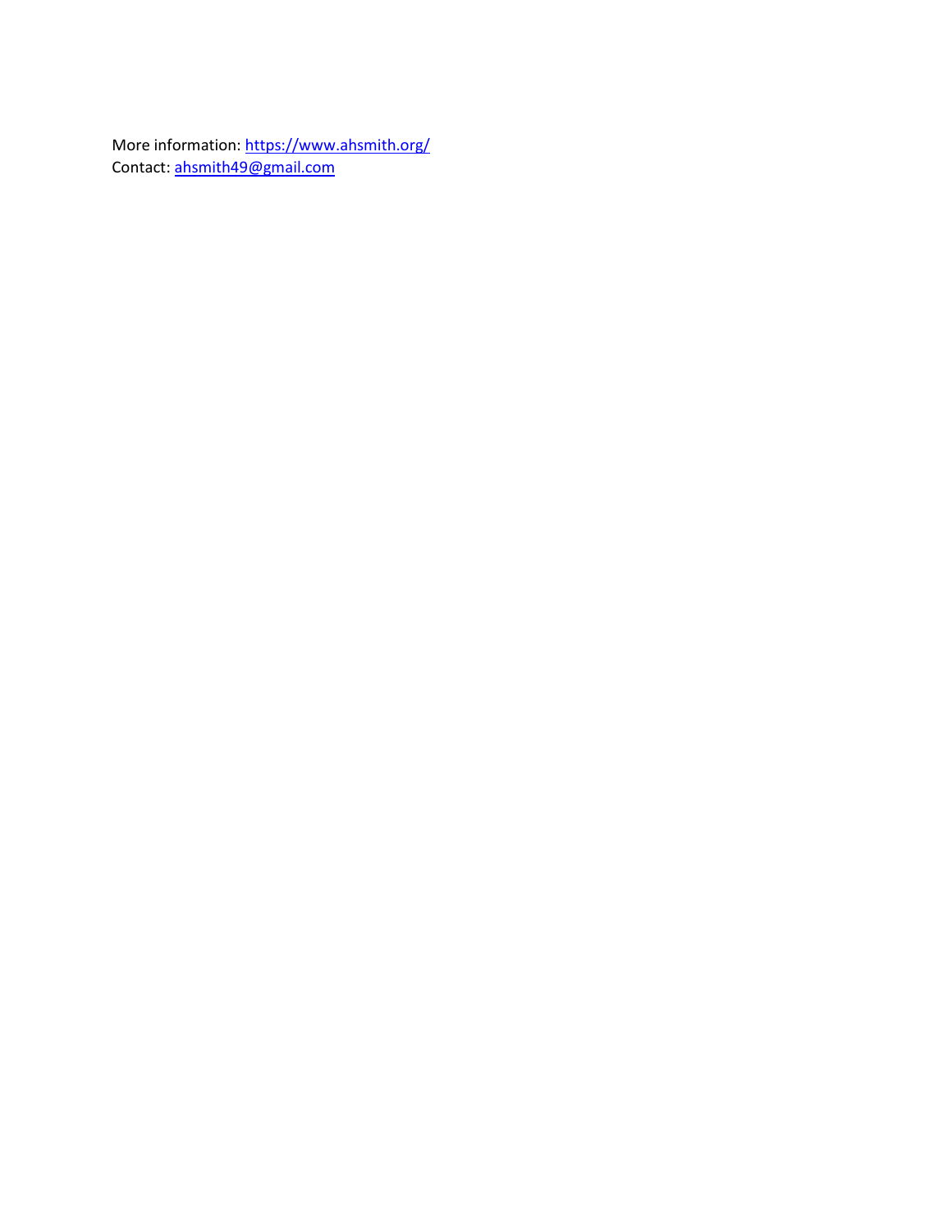More information: [https://www.ahsmith.org/](https://www.ahsmith.org/)
Contact: [ahsmith49@gmail.com](mailto:ahsmith49@gmail.com)